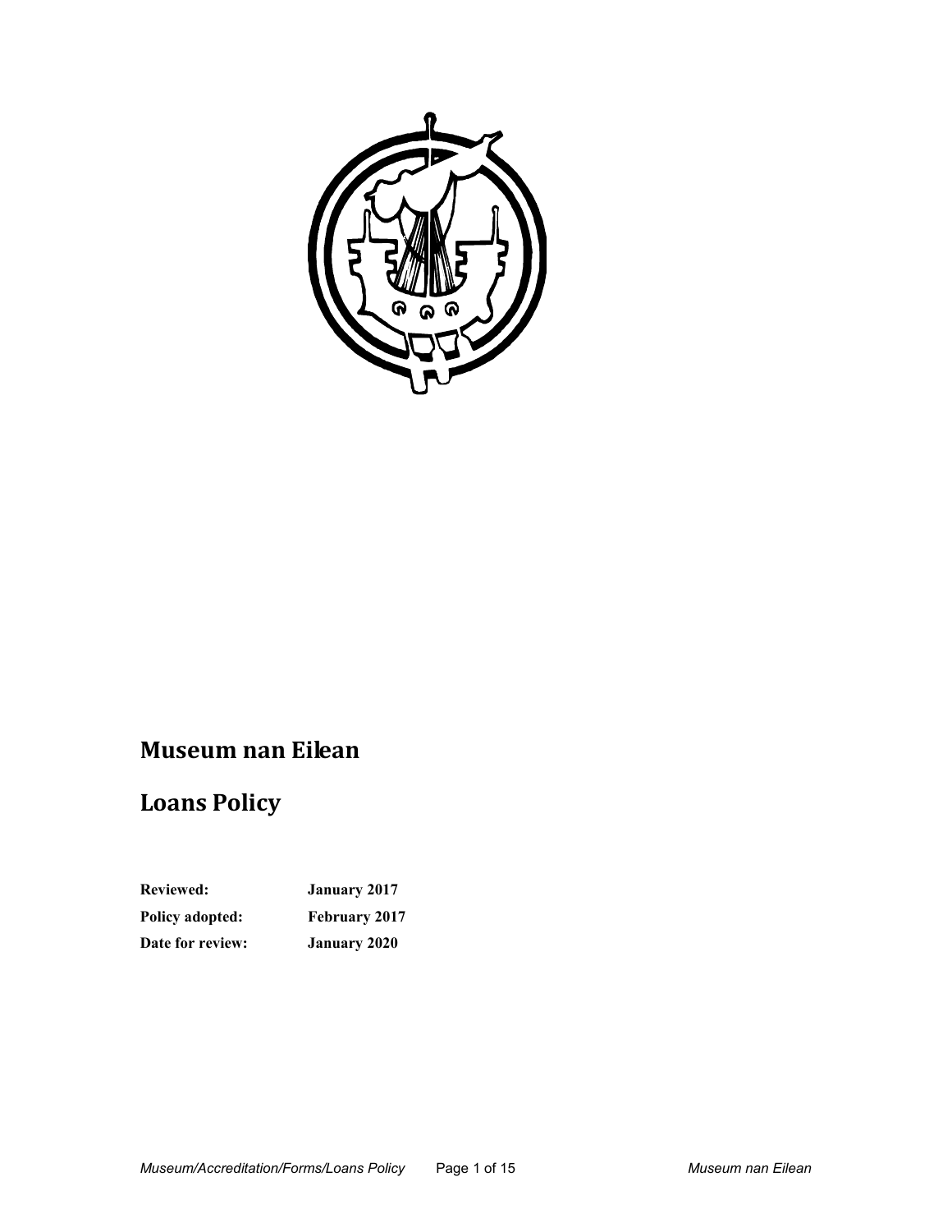# Museum nan Eilean

# Loans Policy

| | |
|---|---|
| **Reviewed:** | **January 2017** |
| **Policy adopted:** | **February 2017** |
| **Date for review:** | **January 2020** |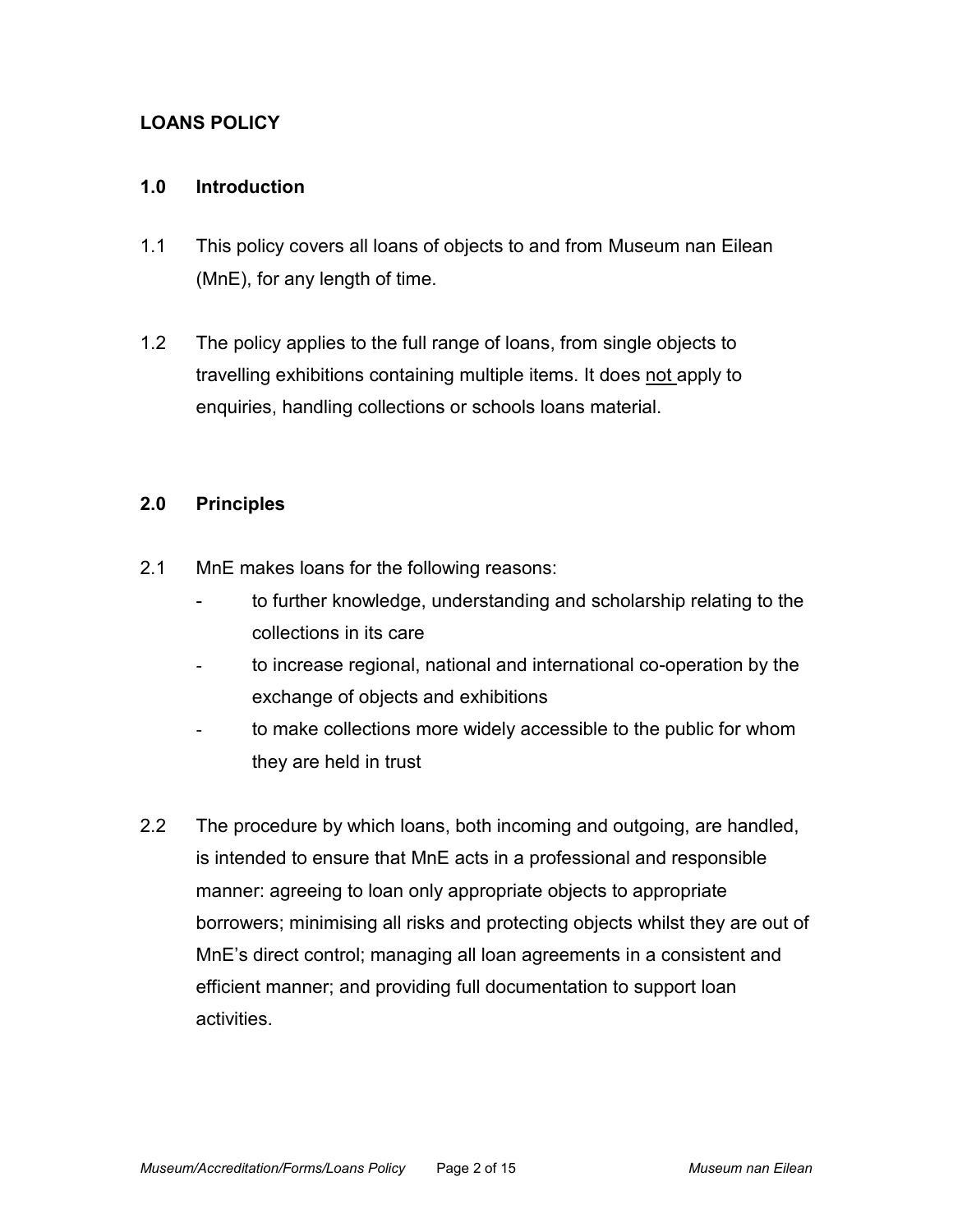# LOANS POLICY

## 1.0 Introduction

1.1 This policy covers all loans of objects to and from Museum nan Eilean (MnE), for any length of time.

1.2 The policy applies to the full range of loans, from single objects to travelling exhibitions containing multiple items. It does <u>not</u> apply to enquiries, handling collections or schools loans material.

## 2.0 Principles

2.1 MnE makes loans for the following reasons:

- to further knowledge, understanding and scholarship relating to the collections in its care
- to increase regional, national and international co-operation by the exchange of objects and exhibitions
- to make collections more widely accessible to the public for whom they are held in trust

2.2 The procedure by which loans, both incoming and outgoing, are handled, is intended to ensure that MnE acts in a professional and responsible manner: agreeing to loan only appropriate objects to appropriate borrowers; minimising all risks and protecting objects whilst they are out of MnE's direct control; managing all loan agreements in a consistent and efficient manner; and providing full documentation to support loan activities.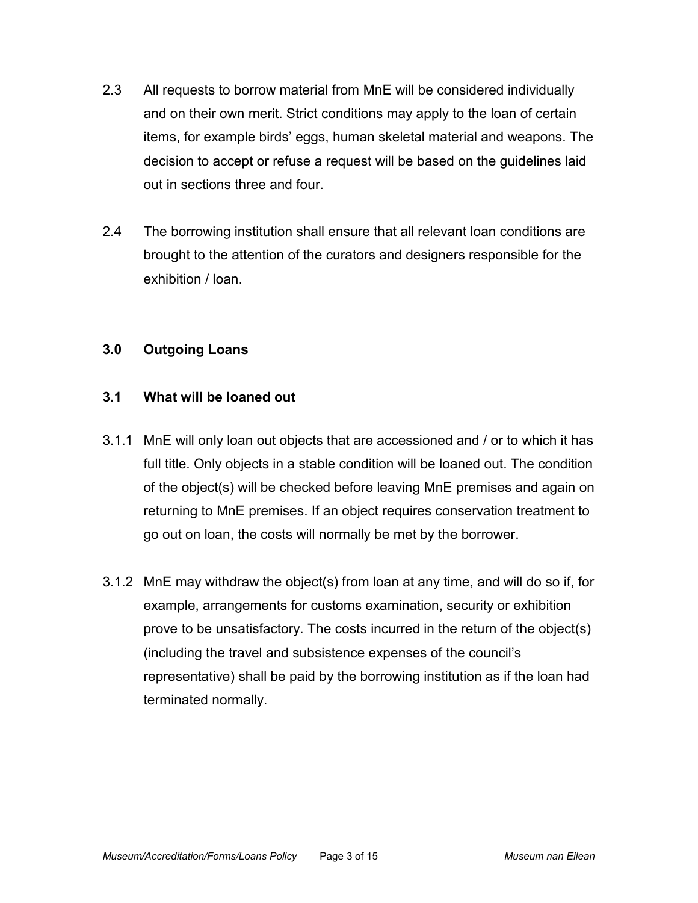2.3 All requests to borrow material from MnE will be considered individually and on their own merit. Strict conditions may apply to the loan of certain items, for example birds' eggs, human skeletal material and weapons. The decision to accept or refuse a request will be based on the guidelines laid out in sections three and four.

2.4 The borrowing institution shall ensure that all relevant loan conditions are brought to the attention of the curators and designers responsible for the exhibition / loan.

## 3.0 Outgoing Loans

### 3.1 What will be loaned out

3.1.1 MnE will only loan out objects that are accessioned and / or to which it has full title. Only objects in a stable condition will be loaned out. The condition of the object(s) will be checked before leaving MnE premises and again on returning to MnE premises. If an object requires conservation treatment to go out on loan, the costs will normally be met by the borrower.

3.1.2 MnE may withdraw the object(s) from loan at any time, and will do so if, for example, arrangements for customs examination, security or exhibition prove to be unsatisfactory. The costs incurred in the return of the object(s) (including the travel and subsistence expenses of the council's representative) shall be paid by the borrowing institution as if the loan had terminated normally.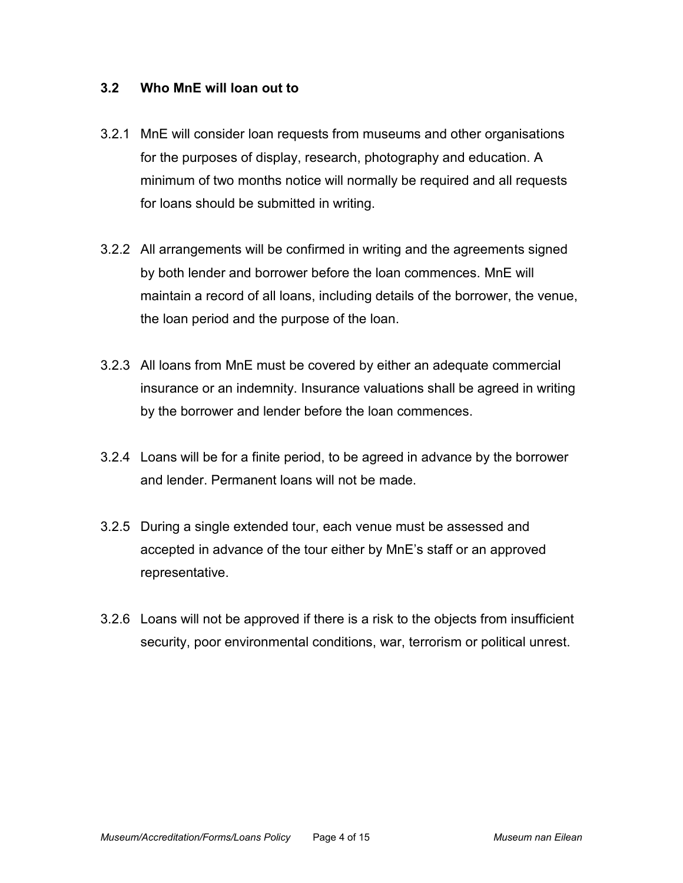### 3.2 Who MnE will loan out to

3.2.1 MnE will consider loan requests from museums and other organisations for the purposes of display, research, photography and education. A minimum of two months notice will normally be required and all requests for loans should be submitted in writing.

3.2.2 All arrangements will be confirmed in writing and the agreements signed by both lender and borrower before the loan commences. MnE will maintain a record of all loans, including details of the borrower, the venue, the loan period and the purpose of the loan.

3.2.3 All loans from MnE must be covered by either an adequate commercial insurance or an indemnity. Insurance valuations shall be agreed in writing by the borrower and lender before the loan commences.

3.2.4 Loans will be for a finite period, to be agreed in advance by the borrower and lender. Permanent loans will not be made.

3.2.5 During a single extended tour, each venue must be assessed and accepted in advance of the tour either by MnE's staff or an approved representative.

3.2.6 Loans will not be approved if there is a risk to the objects from insufficient security, poor environmental conditions, war, terrorism or political unrest.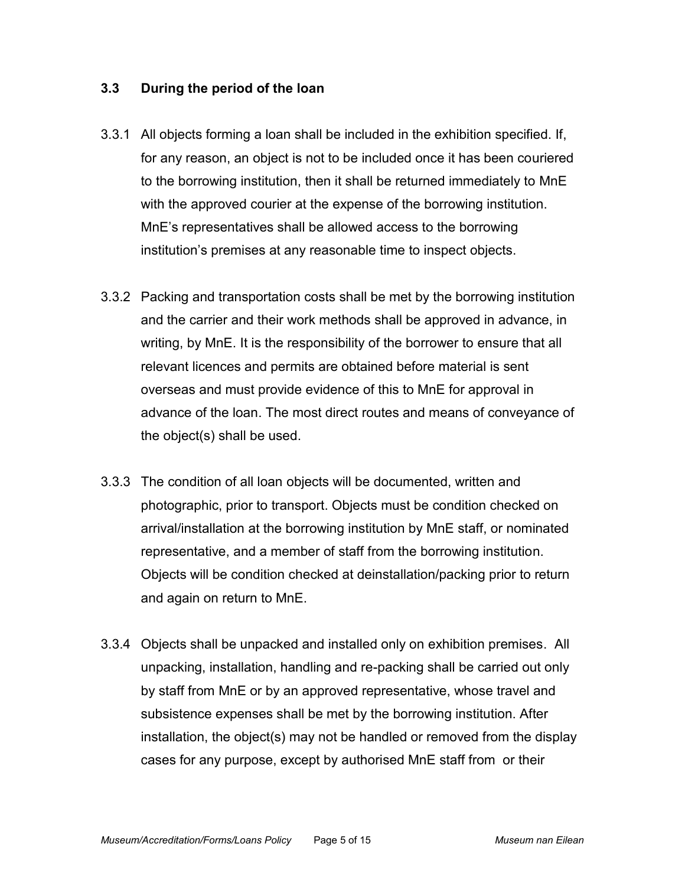### 3.3 During the period of the loan

3.3.1 All objects forming a loan shall be included in the exhibition specified. If, for any reason, an object is not to be included once it has been couriered to the borrowing institution, then it shall be returned immediately to MnE with the approved courier at the expense of the borrowing institution. MnE's representatives shall be allowed access to the borrowing institution's premises at any reasonable time to inspect objects.

3.3.2 Packing and transportation costs shall be met by the borrowing institution and the carrier and their work methods shall be approved in advance, in writing, by MnE. It is the responsibility of the borrower to ensure that all relevant licences and permits are obtained before material is sent overseas and must provide evidence of this to MnE for approval in advance of the loan. The most direct routes and means of conveyance of the object(s) shall be used.

3.3.3 The condition of all loan objects will be documented, written and photographic, prior to transport. Objects must be condition checked on arrival/installation at the borrowing institution by MnE staff, or nominated representative, and a member of staff from the borrowing institution. Objects will be condition checked at deinstallation/packing prior to return and again on return to MnE.

3.3.4 Objects shall be unpacked and installed only on exhibition premises. All unpacking, installation, handling and re-packing shall be carried out only by staff from MnE or by an approved representative, whose travel and subsistence expenses shall be met by the borrowing institution. After installation, the object(s) may not be handled or removed from the display cases for any purpose, except by authorised MnE staff from or their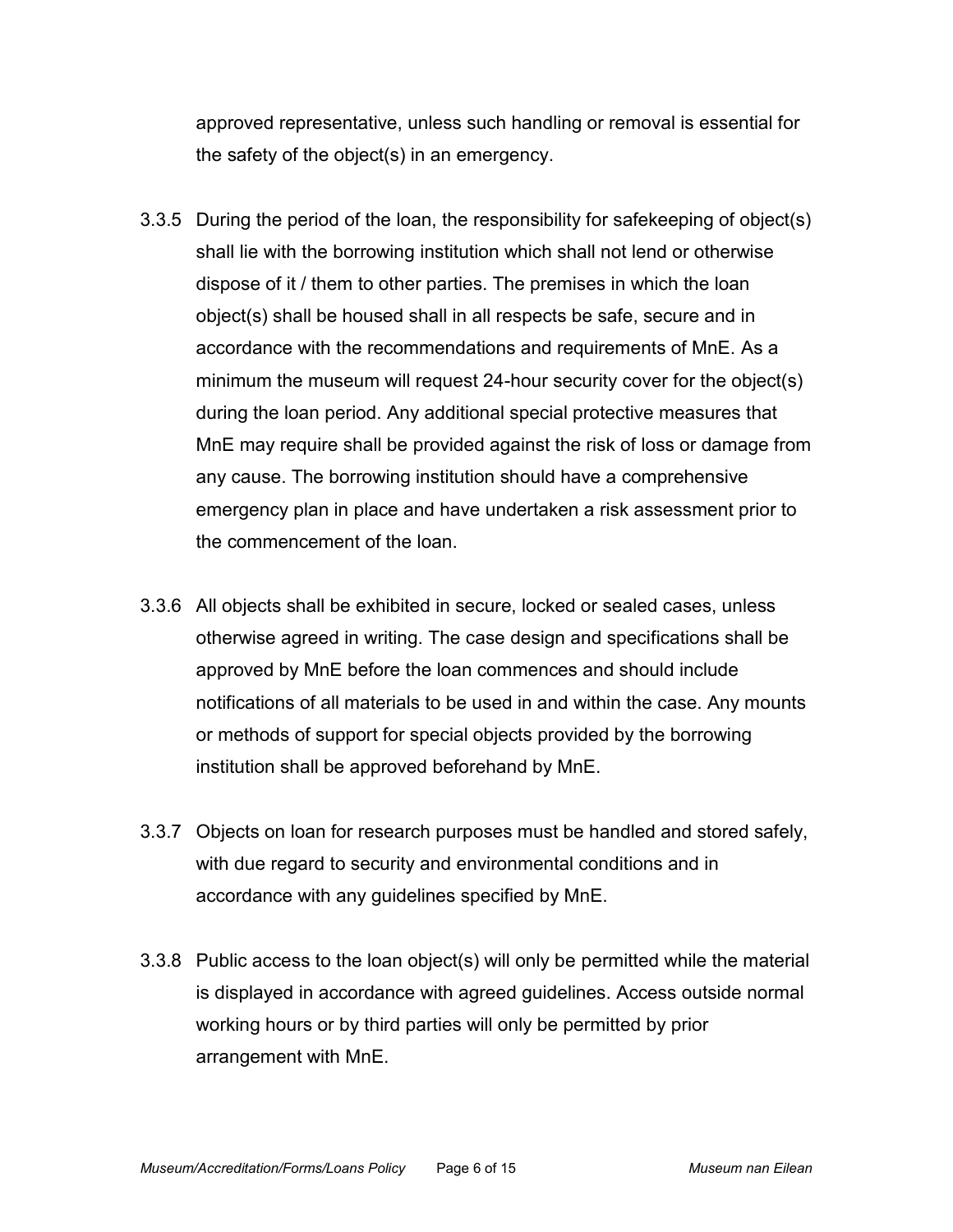approved representative, unless such handling or removal is essential for the safety of the object(s) in an emergency.

3.3.5 During the period of the loan, the responsibility for safekeeping of object(s) shall lie with the borrowing institution which shall not lend or otherwise dispose of it / them to other parties. The premises in which the loan object(s) shall be housed shall in all respects be safe, secure and in accordance with the recommendations and requirements of MnE. As a minimum the museum will request 24-hour security cover for the object(s) during the loan period. Any additional special protective measures that MnE may require shall be provided against the risk of loss or damage from any cause. The borrowing institution should have a comprehensive emergency plan in place and have undertaken a risk assessment prior to the commencement of the loan.

3.3.6 All objects shall be exhibited in secure, locked or sealed cases, unless otherwise agreed in writing. The case design and specifications shall be approved by MnE before the loan commences and should include notifications of all materials to be used in and within the case. Any mounts or methods of support for special objects provided by the borrowing institution shall be approved beforehand by MnE.

3.3.7 Objects on loan for research purposes must be handled and stored safely, with due regard to security and environmental conditions and in accordance with any guidelines specified by MnE.

3.3.8 Public access to the loan object(s) will only be permitted while the material is displayed in accordance with agreed guidelines. Access outside normal working hours or by third parties will only be permitted by prior arrangement with MnE.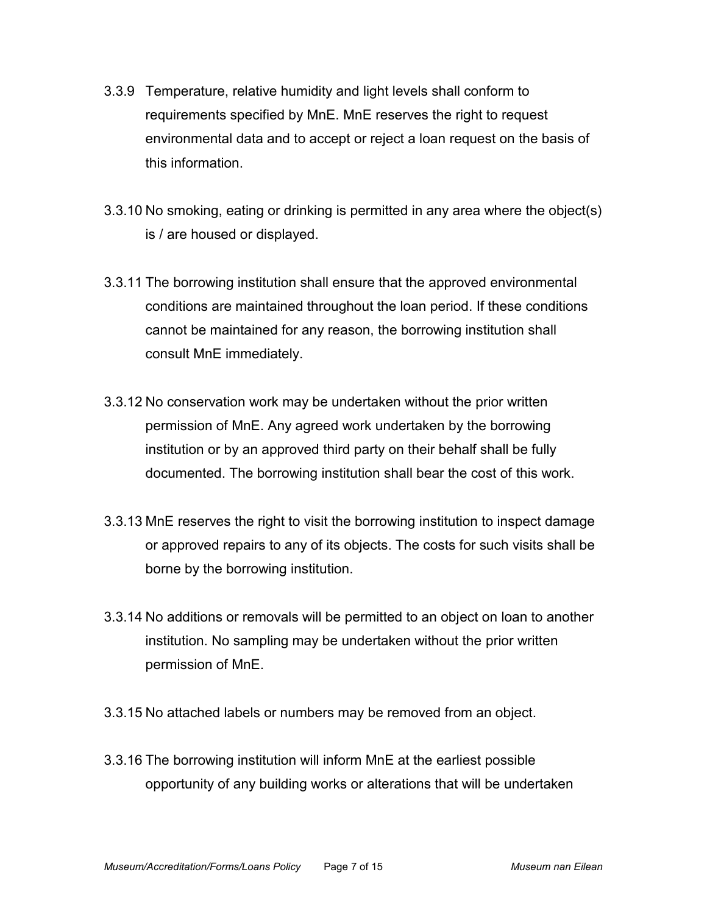3.3.9 Temperature, relative humidity and light levels shall conform to requirements specified by MnE. MnE reserves the right to request environmental data and to accept or reject a loan request on the basis of this information.

3.3.10 No smoking, eating or drinking is permitted in any area where the object(s) is / are housed or displayed.

3.3.11 The borrowing institution shall ensure that the approved environmental conditions are maintained throughout the loan period. If these conditions cannot be maintained for any reason, the borrowing institution shall consult MnE immediately.

3.3.12 No conservation work may be undertaken without the prior written permission of MnE. Any agreed work undertaken by the borrowing institution or by an approved third party on their behalf shall be fully documented. The borrowing institution shall bear the cost of this work.

3.3.13 MnE reserves the right to visit the borrowing institution to inspect damage or approved repairs to any of its objects. The costs for such visits shall be borne by the borrowing institution.

3.3.14 No additions or removals will be permitted to an object on loan to another institution. No sampling may be undertaken without the prior written permission of MnE.

3.3.15 No attached labels or numbers may be removed from an object.

3.3.16 The borrowing institution will inform MnE at the earliest possible opportunity of any building works or alterations that will be undertaken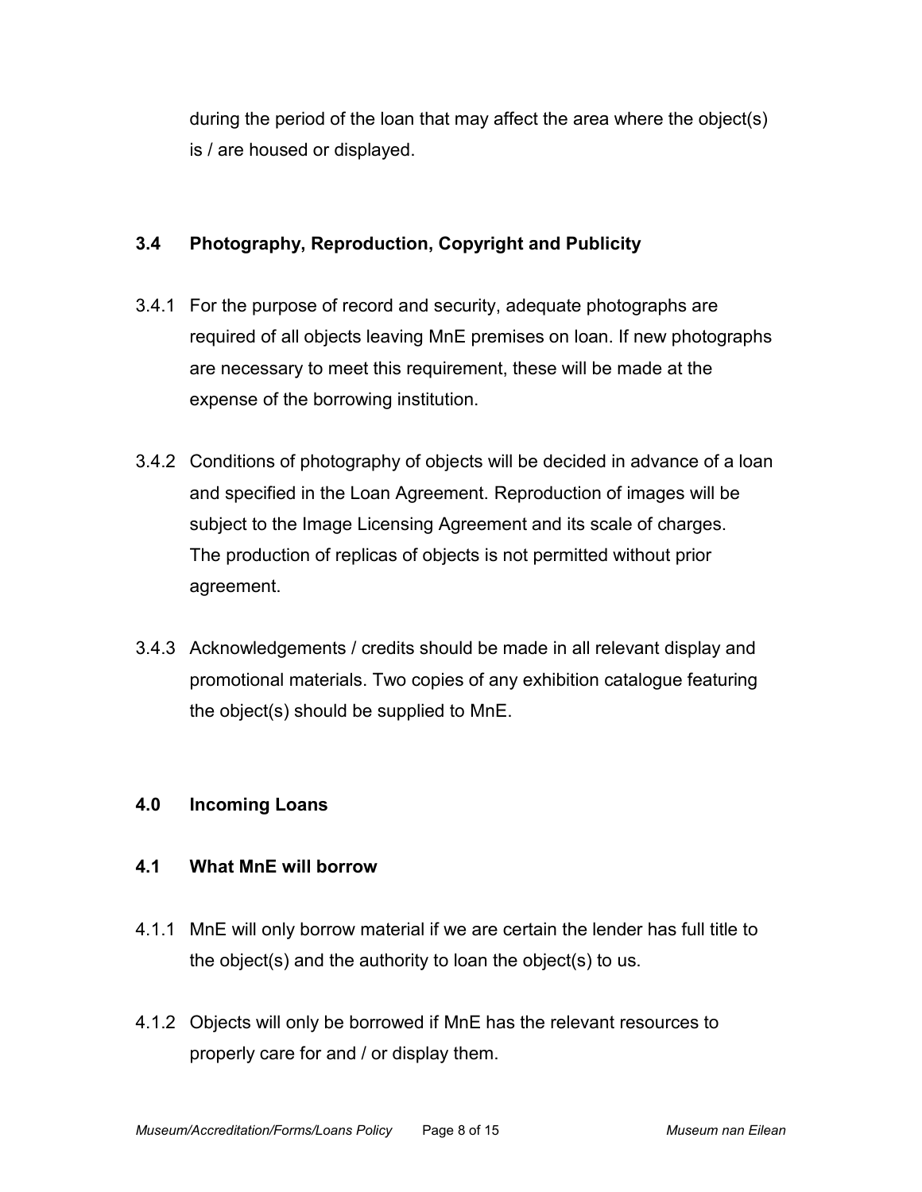during the period of the loan that may affect the area where the object(s) is / are housed or displayed.

### 3.4 Photography, Reproduction, Copyright and Publicity

3.4.1 For the purpose of record and security, adequate photographs are required of all objects leaving MnE premises on loan. If new photographs are necessary to meet this requirement, these will be made at the expense of the borrowing institution.

3.4.2 Conditions of photography of objects will be decided in advance of a loan and specified in the Loan Agreement. Reproduction of images will be subject to the Image Licensing Agreement and its scale of charges. The production of replicas of objects is not permitted without prior agreement.

3.4.3 Acknowledgements / credits should be made in all relevant display and promotional materials. Two copies of any exhibition catalogue featuring the object(s) should be supplied to MnE.

## 4.0 Incoming Loans

### 4.1 What MnE will borrow

4.1.1 MnE will only borrow material if we are certain the lender has full title to the object(s) and the authority to loan the object(s) to us.

4.1.2 Objects will only be borrowed if MnE has the relevant resources to properly care for and / or display them.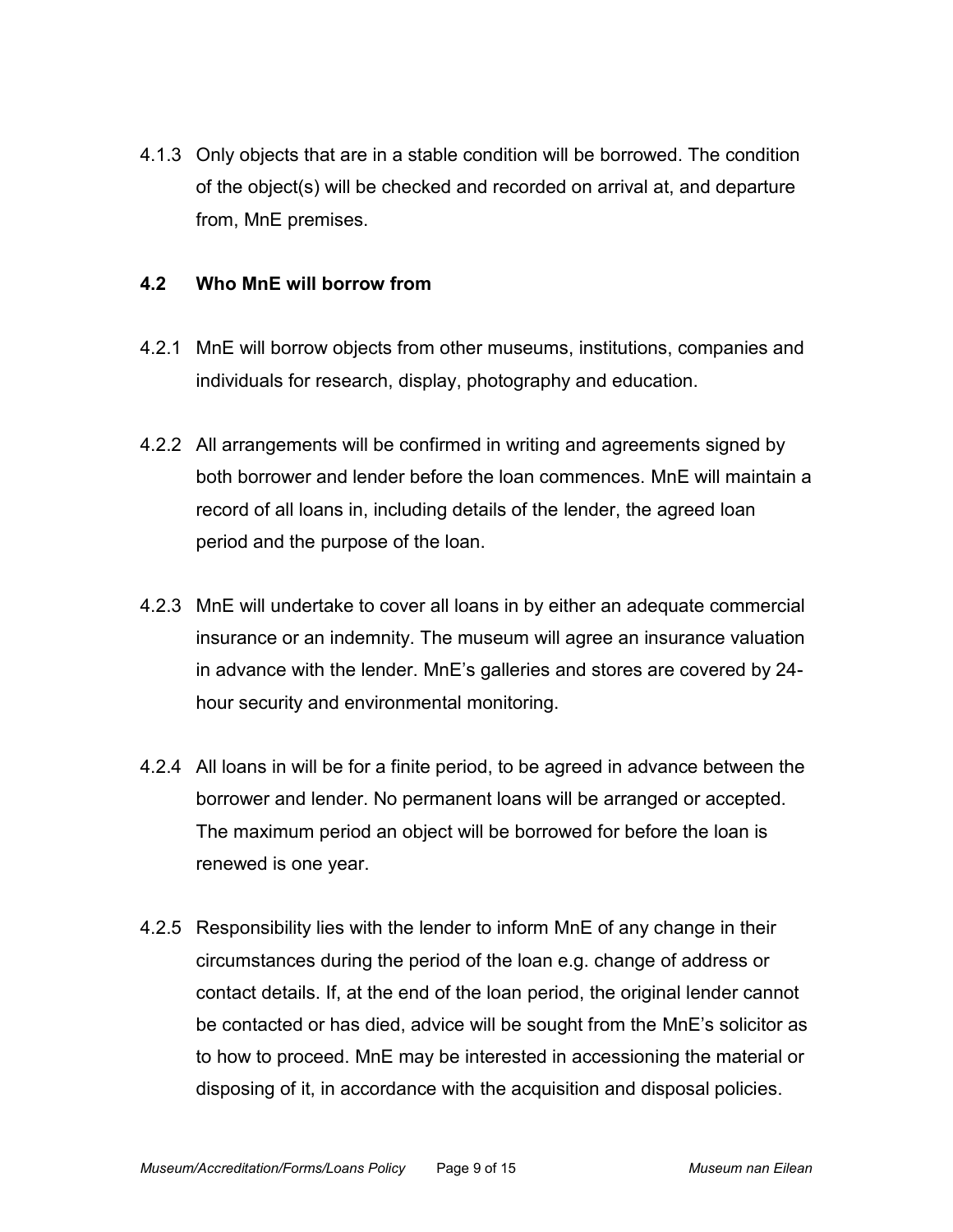4.1.3 Only objects that are in a stable condition will be borrowed. The condition of the object(s) will be checked and recorded on arrival at, and departure from, MnE premises.

### 4.2 Who MnE will borrow from

4.2.1 MnE will borrow objects from other museums, institutions, companies and individuals for research, display, photography and education.

4.2.2 All arrangements will be confirmed in writing and agreements signed by both borrower and lender before the loan commences. MnE will maintain a record of all loans in, including details of the lender, the agreed loan period and the purpose of the loan.

4.2.3 MnE will undertake to cover all loans in by either an adequate commercial insurance or an indemnity. The museum will agree an insurance valuation in advance with the lender. MnE's galleries and stores are covered by 24-hour security and environmental monitoring.

4.2.4 All loans in will be for a finite period, to be agreed in advance between the borrower and lender. No permanent loans will be arranged or accepted. The maximum period an object will be borrowed for before the loan is renewed is one year.

4.2.5 Responsibility lies with the lender to inform MnE of any change in their circumstances during the period of the loan e.g. change of address or contact details. If, at the end of the loan period, the original lender cannot be contacted or has died, advice will be sought from the MnE's solicitor as to how to proceed. MnE may be interested in accessioning the material or disposing of it, in accordance with the acquisition and disposal policies.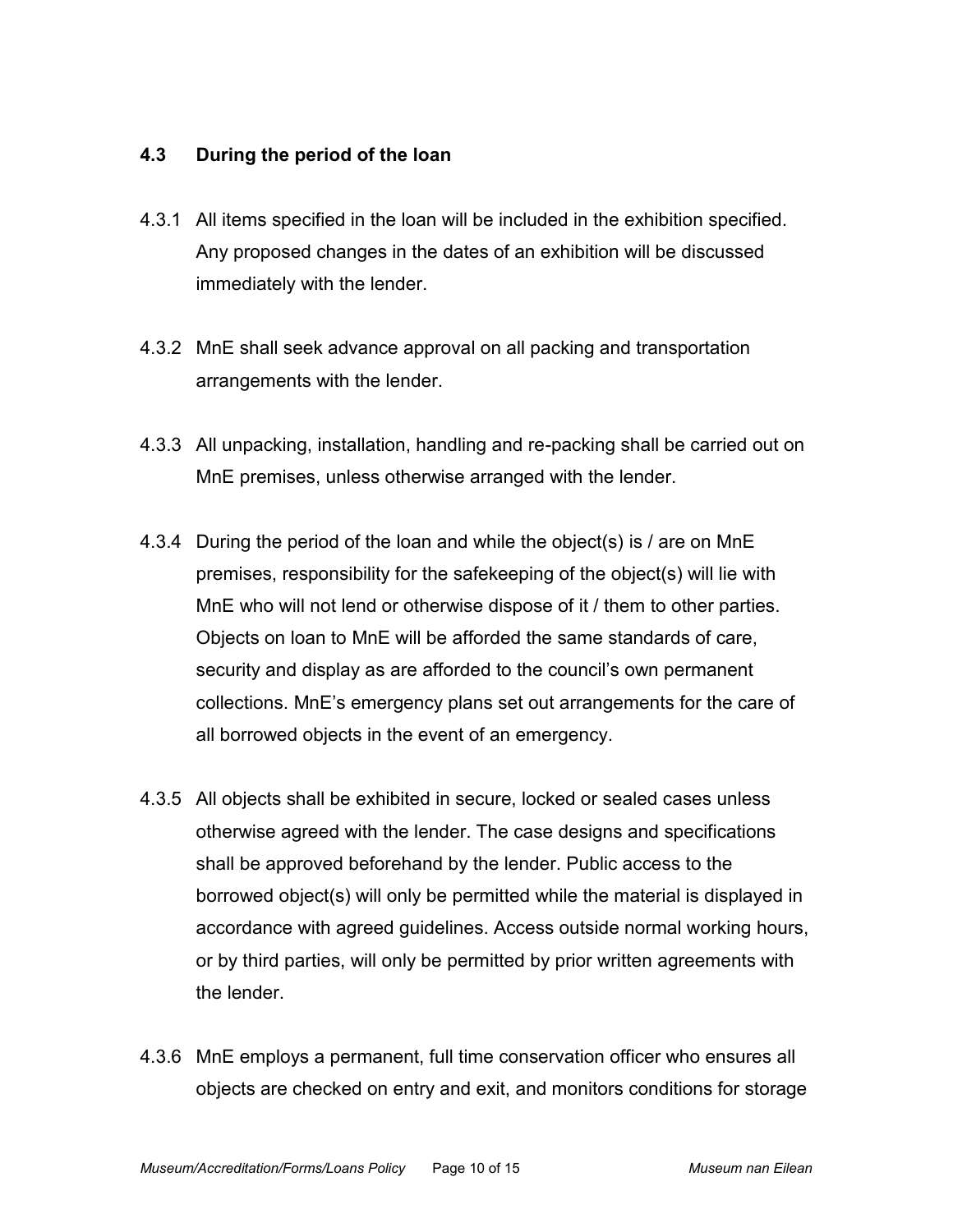### 4.3 During the period of the loan

4.3.1 All items specified in the loan will be included in the exhibition specified. Any proposed changes in the dates of an exhibition will be discussed immediately with the lender.

4.3.2 MnE shall seek advance approval on all packing and transportation arrangements with the lender.

4.3.3 All unpacking, installation, handling and re-packing shall be carried out on MnE premises, unless otherwise arranged with the lender.

4.3.4 During the period of the loan and while the object(s) is / are on MnE premises, responsibility for the safekeeping of the object(s) will lie with MnE who will not lend or otherwise dispose of it / them to other parties. Objects on loan to MnE will be afforded the same standards of care, security and display as are afforded to the council's own permanent collections. MnE's emergency plans set out arrangements for the care of all borrowed objects in the event of an emergency.

4.3.5 All objects shall be exhibited in secure, locked or sealed cases unless otherwise agreed with the lender. The case designs and specifications shall be approved beforehand by the lender. Public access to the borrowed object(s) will only be permitted while the material is displayed in accordance with agreed guidelines. Access outside normal working hours, or by third parties, will only be permitted by prior written agreements with the lender.

4.3.6 MnE employs a permanent, full time conservation officer who ensures all objects are checked on entry and exit, and monitors conditions for storage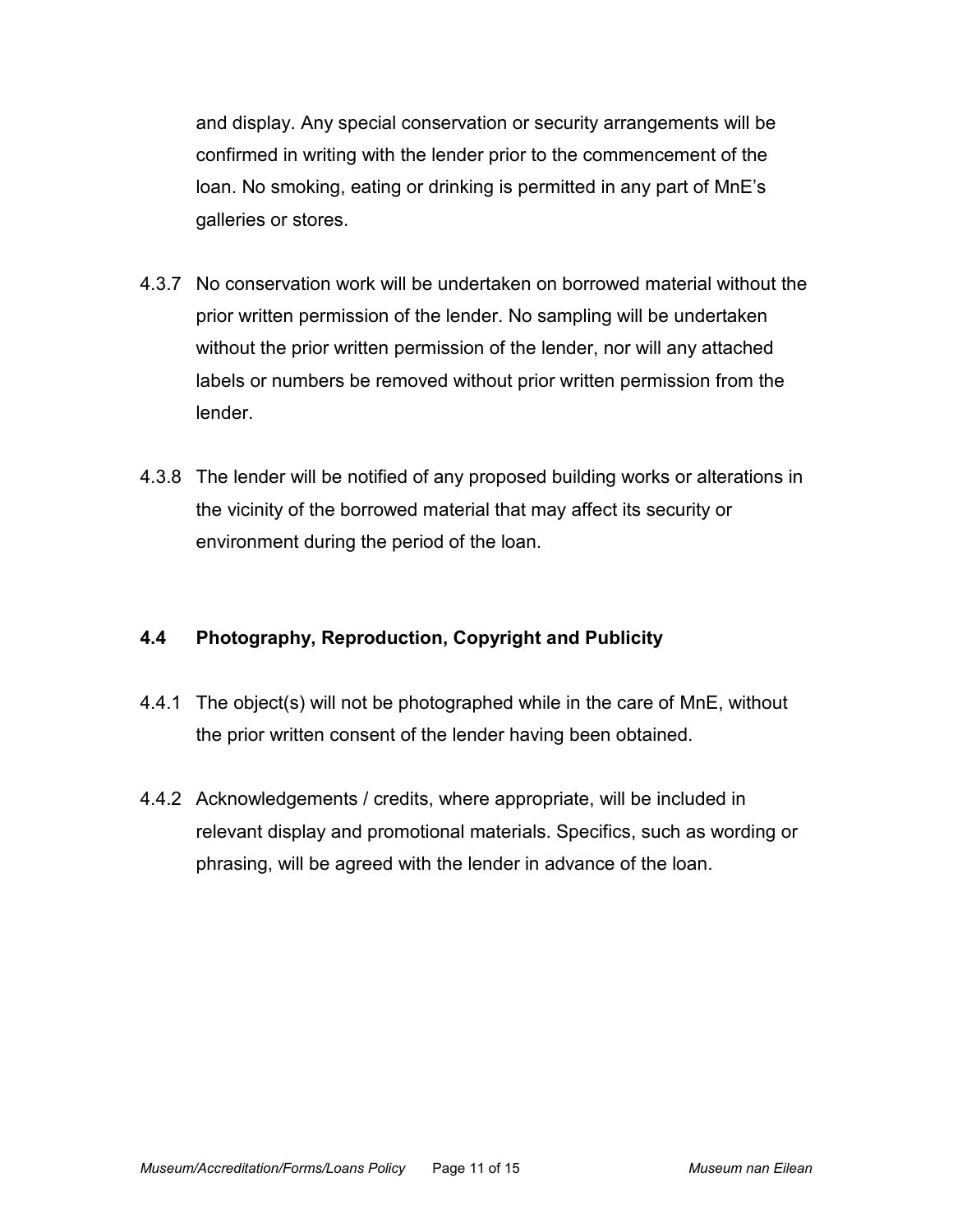and display. Any special conservation or security arrangements will be confirmed in writing with the lender prior to the commencement of the loan. No smoking, eating or drinking is permitted in any part of MnE's galleries or stores.

4.3.7 No conservation work will be undertaken on borrowed material without the prior written permission of the lender. No sampling will be undertaken without the prior written permission of the lender, nor will any attached labels or numbers be removed without prior written permission from the lender.

4.3.8 The lender will be notified of any proposed building works or alterations in the vicinity of the borrowed material that may affect its security or environment during the period of the loan.

### 4.4 Photography, Reproduction, Copyright and Publicity

4.4.1 The object(s) will not be photographed while in the care of MnE, without the prior written consent of the lender having been obtained.

4.4.2 Acknowledgements / credits, where appropriate, will be included in relevant display and promotional materials. Specifics, such as wording or phrasing, will be agreed with the lender in advance of the loan.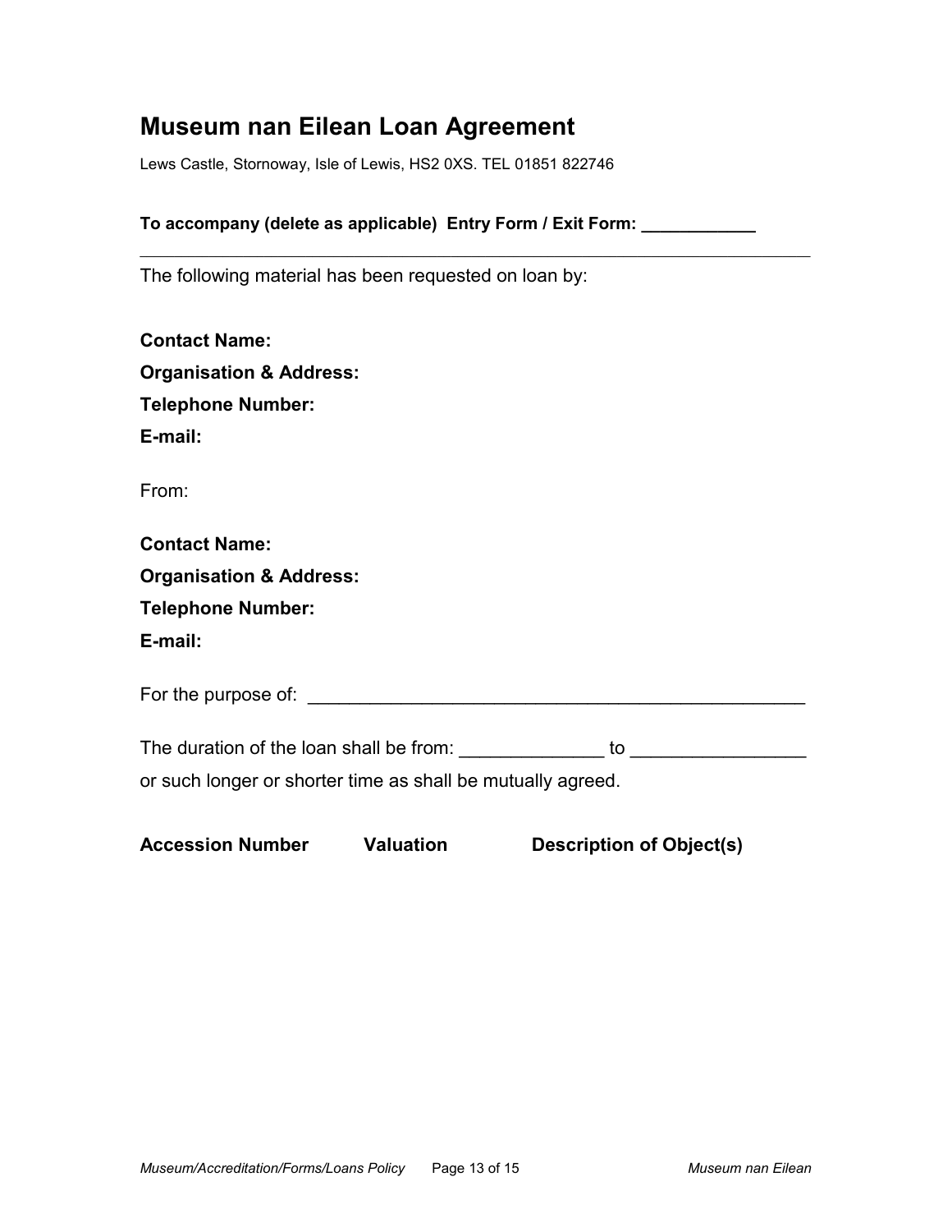# Museum nan Eilean Loan Agreement

Lews Castle, Stornoway, Isle of Lewis, HS2 0XS. TEL 01851 822746

**To accompany (delete as applicable) Entry Form / Exit Form: ___________**

---

The following material has been requested on loan by:

**Contact Name:**

**Organisation & Address:**

**Telephone Number:**

**E-mail:**

From:

**Contact Name:**

**Organisation & Address:**

**Telephone Number:**

**E-mail:**

For the purpose of: _______________________________________________

The duration of the loan shall be from: _____________ to _______________ or such longer or shorter time as shall be mutually agreed.

| Accession Number | Valuation | Description of Object(s) |
| --- | --- | --- |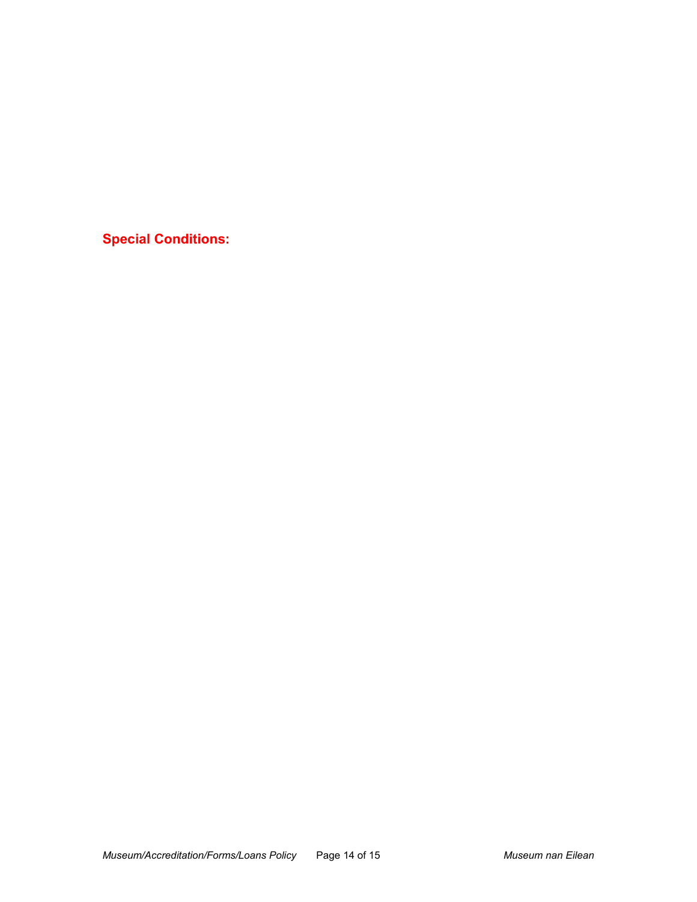**Special Conditions:**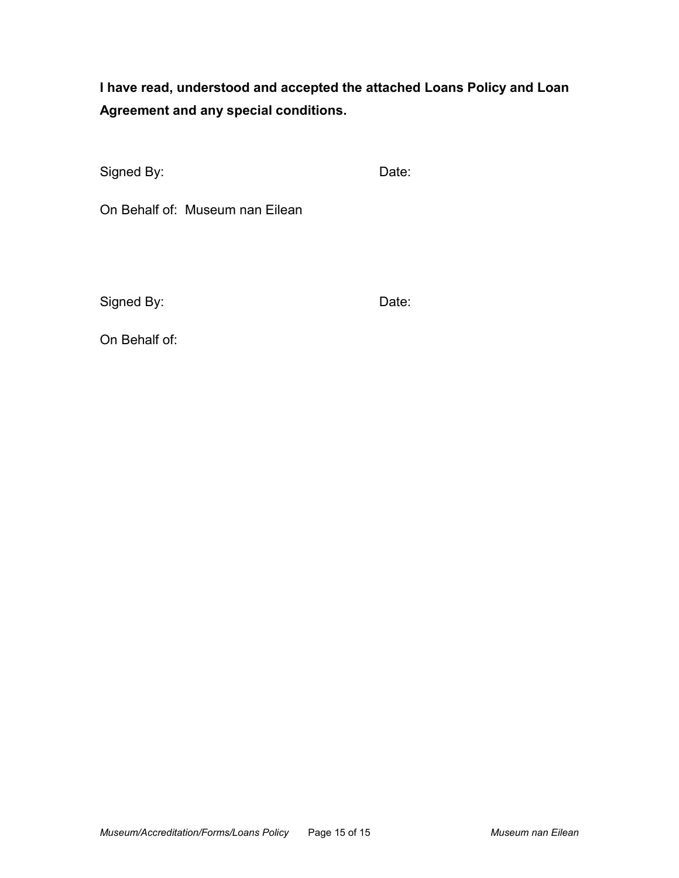**I have read, understood and accepted the attached Loans Policy and Loan Agreement and any special conditions.**

Signed By: Date:

On Behalf of: Museum nan Eilean

Signed By: Date:

On Behalf of: